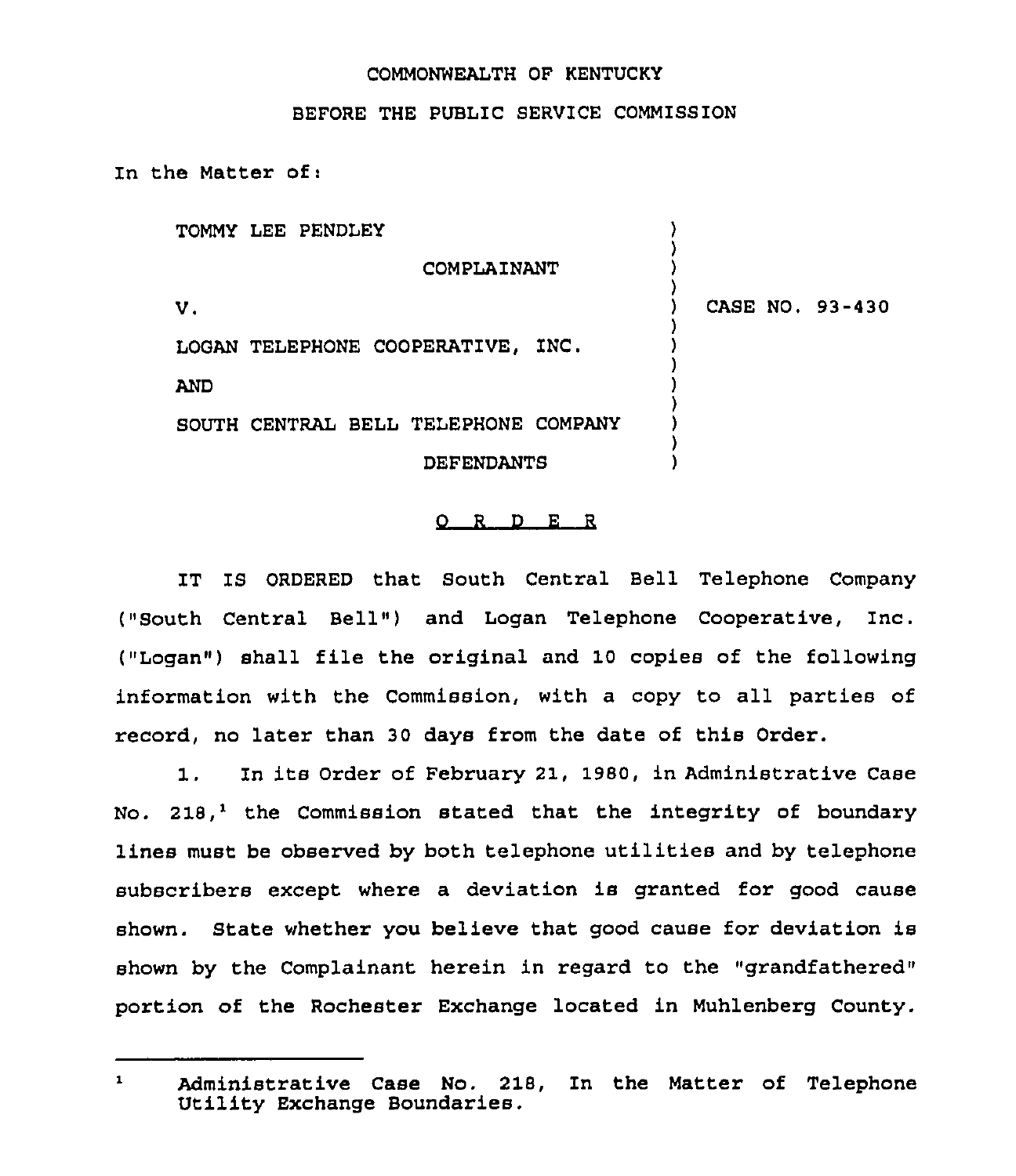COMMONWEALTH OF KENTUCKY

BEFORE THE PUBLIC SERVICE COMMISSION

In the Matter of:

| | |
|---|---|
| TOMMY LEE PENDLEY<br>COMPLAINANT<br>V.<br>LOGAN TELEPHONE COOPERATIVE, INC.<br>AND<br>SOUTH CENTRAL BELL TELEPHONE COMPANY<br>DEFENDANTS | CASE NO. 93-430 |

O R D E R

IT IS ORDERED that South Central Bell Telephone Company ("South Central Bell") and Logan Telephone Cooperative, Inc. ("Logan") shall file the original and 10 copies of the following information with the Commission, with a copy to all parties of record, no later than 30 days from the date of this Order.

1. In its Order of February 21, 1980, in Administrative Case No. 218,[1] the Commission stated that the integrity of boundary lines must be observed by both telephone utilities and by telephone subscribers except where a deviation is granted for good cause shown. State whether you believe that good cause for deviation is shown by the Complainant herein in regard to the "grandfathered" portion of the Rochester Exchange located in Muhlenberg County.

---

[1] Administrative Case No. 218, In the Matter of Telephone Utility Exchange Boundaries.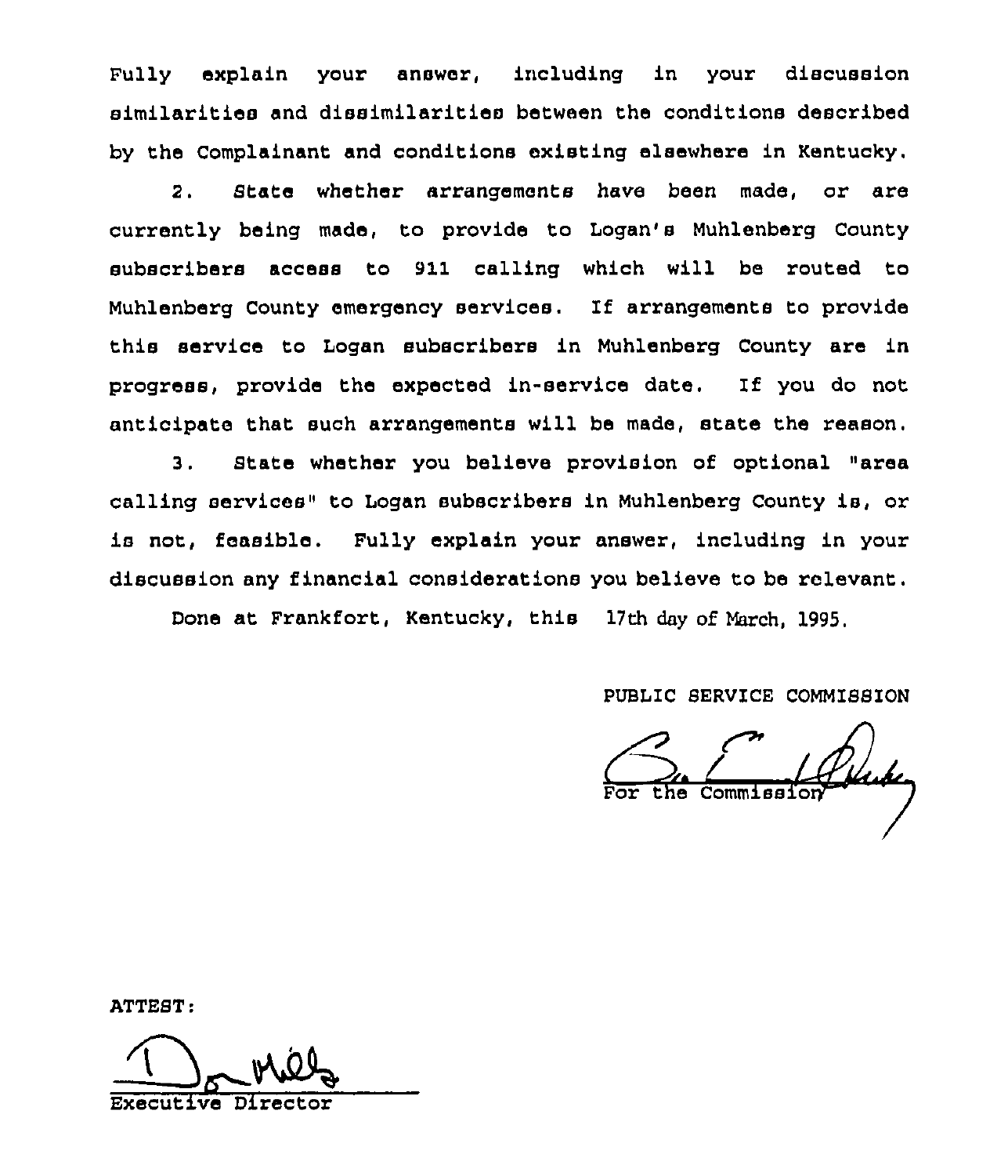Fully explain your answer, including in your discussion similarities and dissimilarities between the conditions described by the Complainant and conditions existing elsewhere in Kentucky.

2. State whether arrangements have been made, or are currently being made, to provide to Logan's Muhlenberg County subscribers access to 911 calling which will be routed to Muhlenberg County emergency services. If arrangements to provide this service to Logan subscribers in Muhlenberg County are in progress, provide the expected in-service date. If you do not anticipate that such arrangements will be made, state the reason.

3. State whether you believe provision of optional "area calling services" to Logan subscribers in Muhlenberg County is, or is not, feasible. Fully explain your answer, including in your discussion any financial considerations you believe to be relevant.

Done at Frankfort, Kentucky, this 17th day of March, 1995.

PUBLIC SERVICE COMMISSION

For the Commission

ATTEST:

Executive Director